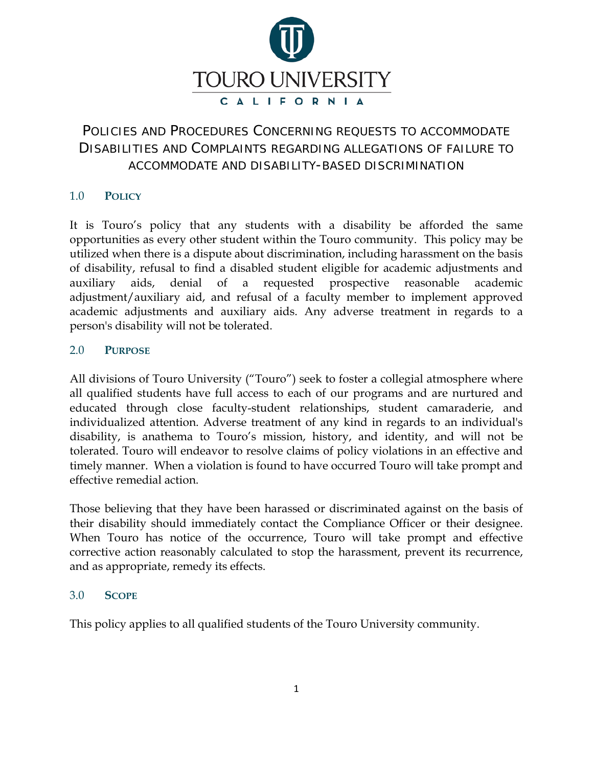TOURO UNIVERSITY

CALIFORNIA

# POLICIES AND PROCEDURES CONCERNING REQUESTS TO ACCOMMODATE DISABILITIES AND COMPLAINTS REGARDING ALLEGATIONS OF FAILURE TO ACCOMMODATE AND DISABILITY-BASED DISCRIMINATION

## 1.0 POLICY

It is Touro's policy that any students with a disability be afforded the same opportunities as every other student within the Touro community. This policy may be utilized when there is a dispute about discrimination, including harassment on the basis of disability, refusal to find a disabled student eligible for academic adjustments and auxiliary aids, denial of a requested prospective reasonable academic adjustment/auxiliary aid, and refusal of a faculty member to implement approved academic adjustments and auxiliary aids. Any adverse treatment in regards to a person's disability will not be tolerated.

## 2.0 PURPOSE

All divisions of Touro University ("Touro") seek to foster a collegial atmosphere where all qualified students have full access to each of our programs and are nurtured and educated through close faculty-student relationships, student camaraderie, and individualized attention. Adverse treatment of any kind in regards to an individual's disability, is anathema to Touro's mission, history, and identity, and will not be tolerated. Touro will endeavor to resolve claims of policy violations in an effective and timely manner. When a violation is found to have occurred Touro will take prompt and effective remedial action.

Those believing that they have been harassed or discriminated against on the basis of their disability should immediately contact the Compliance Officer or their designee. When Touro has notice of the occurrence, Touro will take prompt and effective corrective action reasonably calculated to stop the harassment, prevent its recurrence, and as appropriate, remedy its effects.

## 3.0 SCOPE

This policy applies to all qualified students of the Touro University community.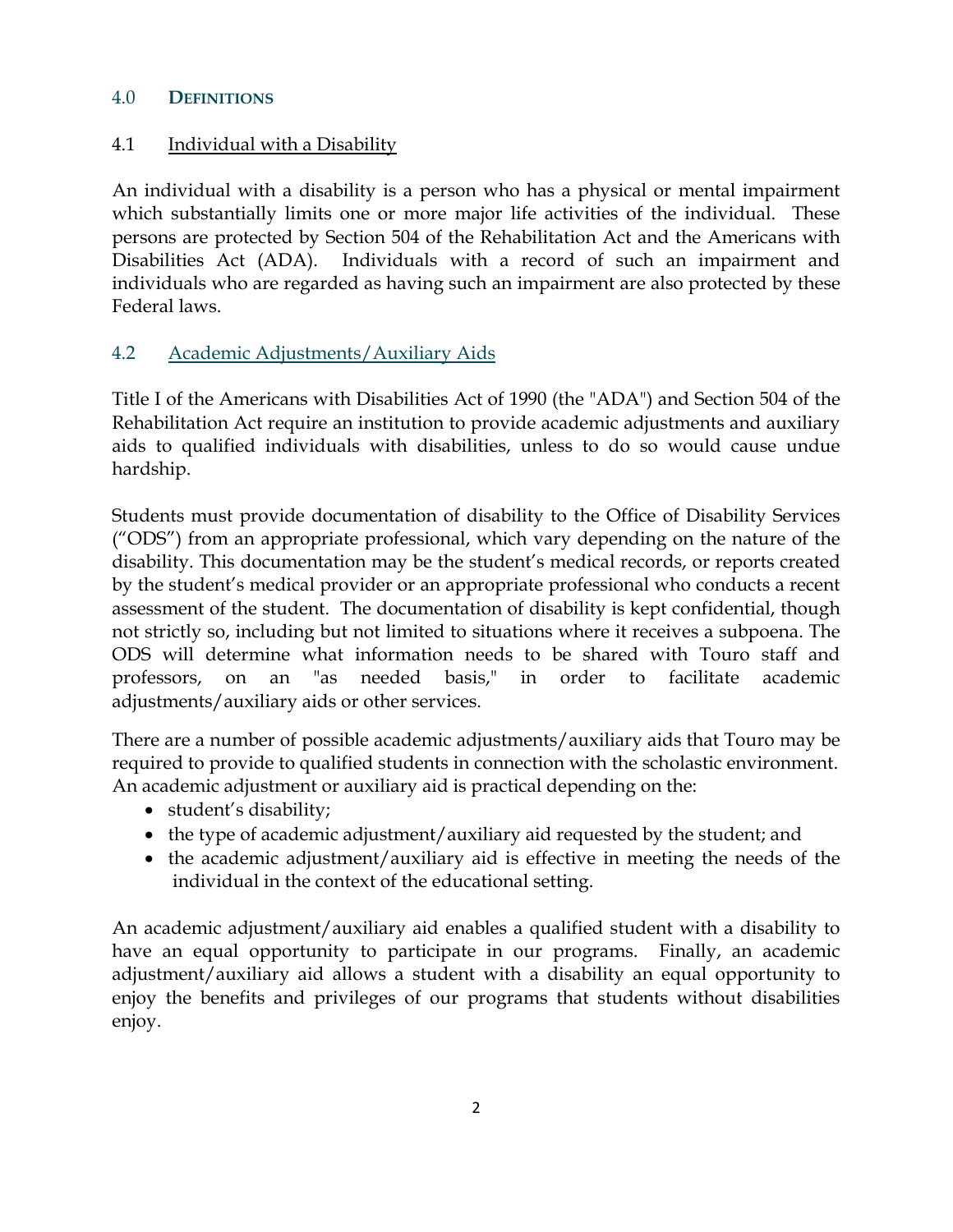## 4.0 Definitions

### 4.1 Individual with a Disability

An individual with a disability is a person who has a physical or mental impairment which substantially limits one or more major life activities of the individual. These persons are protected by Section 504 of the Rehabilitation Act and the Americans with Disabilities Act (ADA). Individuals with a record of such an impairment and individuals who are regarded as having such an impairment are also protected by these Federal laws.

### 4.2 Academic Adjustments/Auxiliary Aids

Title I of the Americans with Disabilities Act of 1990 (the "ADA") and Section 504 of the Rehabilitation Act require an institution to provide academic adjustments and auxiliary aids to qualified individuals with disabilities, unless to do so would cause undue hardship.

Students must provide documentation of disability to the Office of Disability Services ("ODS") from an appropriate professional, which vary depending on the nature of the disability. This documentation may be the student's medical records, or reports created by the student's medical provider or an appropriate professional who conducts a recent assessment of the student. The documentation of disability is kept confidential, though not strictly so, including but not limited to situations where it receives a subpoena. The ODS will determine what information needs to be shared with Touro staff and professors, on an "as needed basis," in order to facilitate academic adjustments/auxiliary aids or other services.

There are a number of possible academic adjustments/auxiliary aids that Touro may be required to provide to qualified students in connection with the scholastic environment. An academic adjustment or auxiliary aid is practical depending on the:

- student's disability;
- the type of academic adjustment/auxiliary aid requested by the student; and
- the academic adjustment/auxiliary aid is effective in meeting the needs of the individual in the context of the educational setting.

An academic adjustment/auxiliary aid enables a qualified student with a disability to have an equal opportunity to participate in our programs. Finally, an academic adjustment/auxiliary aid allows a student with a disability an equal opportunity to enjoy the benefits and privileges of our programs that students without disabilities enjoy.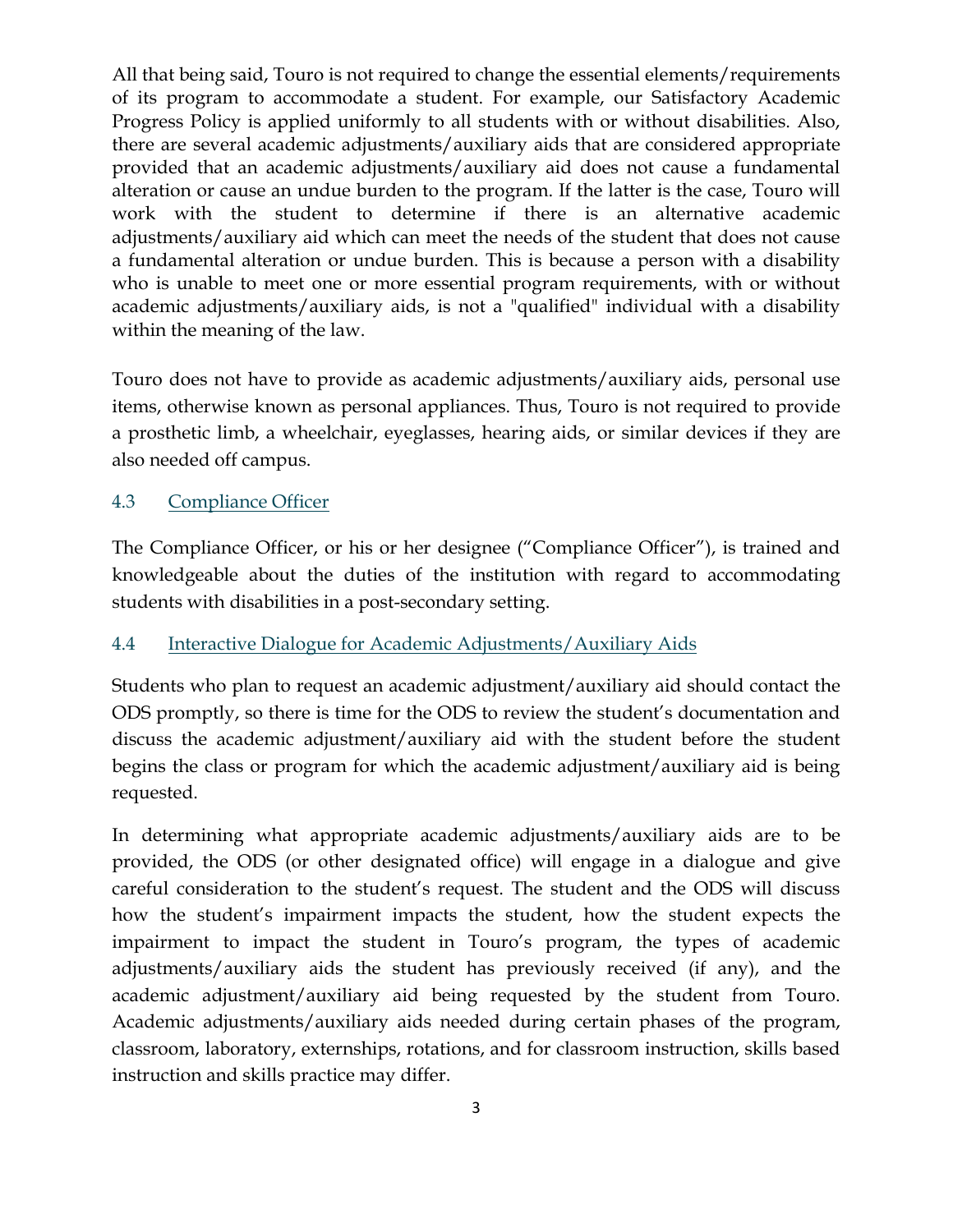All that being said, Touro is not required to change the essential elements/requirements of its program to accommodate a student. For example, our Satisfactory Academic Progress Policy is applied uniformly to all students with or without disabilities. Also, there are several academic adjustments/auxiliary aids that are considered appropriate provided that an academic adjustments/auxiliary aid does not cause a fundamental alteration or cause an undue burden to the program. If the latter is the case, Touro will work with the student to determine if there is an alternative academic adjustments/auxiliary aid which can meet the needs of the student that does not cause a fundamental alteration or undue burden. This is because a person with a disability who is unable to meet one or more essential program requirements, with or without academic adjustments/auxiliary aids, is not a "qualified" individual with a disability within the meaning of the law.

Touro does not have to provide as academic adjustments/auxiliary aids, personal use items, otherwise known as personal appliances. Thus, Touro is not required to provide a prosthetic limb, a wheelchair, eyeglasses, hearing aids, or similar devices if they are also needed off campus.

### 4.3 Compliance Officer

The Compliance Officer, or his or her designee ("Compliance Officer"), is trained and knowledgeable about the duties of the institution with regard to accommodating students with disabilities in a post-secondary setting.

### 4.4 Interactive Dialogue for Academic Adjustments/Auxiliary Aids

Students who plan to request an academic adjustment/auxiliary aid should contact the ODS promptly, so there is time for the ODS to review the student's documentation and discuss the academic adjustment/auxiliary aid with the student before the student begins the class or program for which the academic adjustment/auxiliary aid is being requested.

In determining what appropriate academic adjustments/auxiliary aids are to be provided, the ODS (or other designated office) will engage in a dialogue and give careful consideration to the student's request. The student and the ODS will discuss how the student's impairment impacts the student, how the student expects the impairment to impact the student in Touro's program, the types of academic adjustments/auxiliary aids the student has previously received (if any), and the academic adjustment/auxiliary aid being requested by the student from Touro. Academic adjustments/auxiliary aids needed during certain phases of the program, classroom, laboratory, externships, rotations, and for classroom instruction, skills based instruction and skills practice may differ.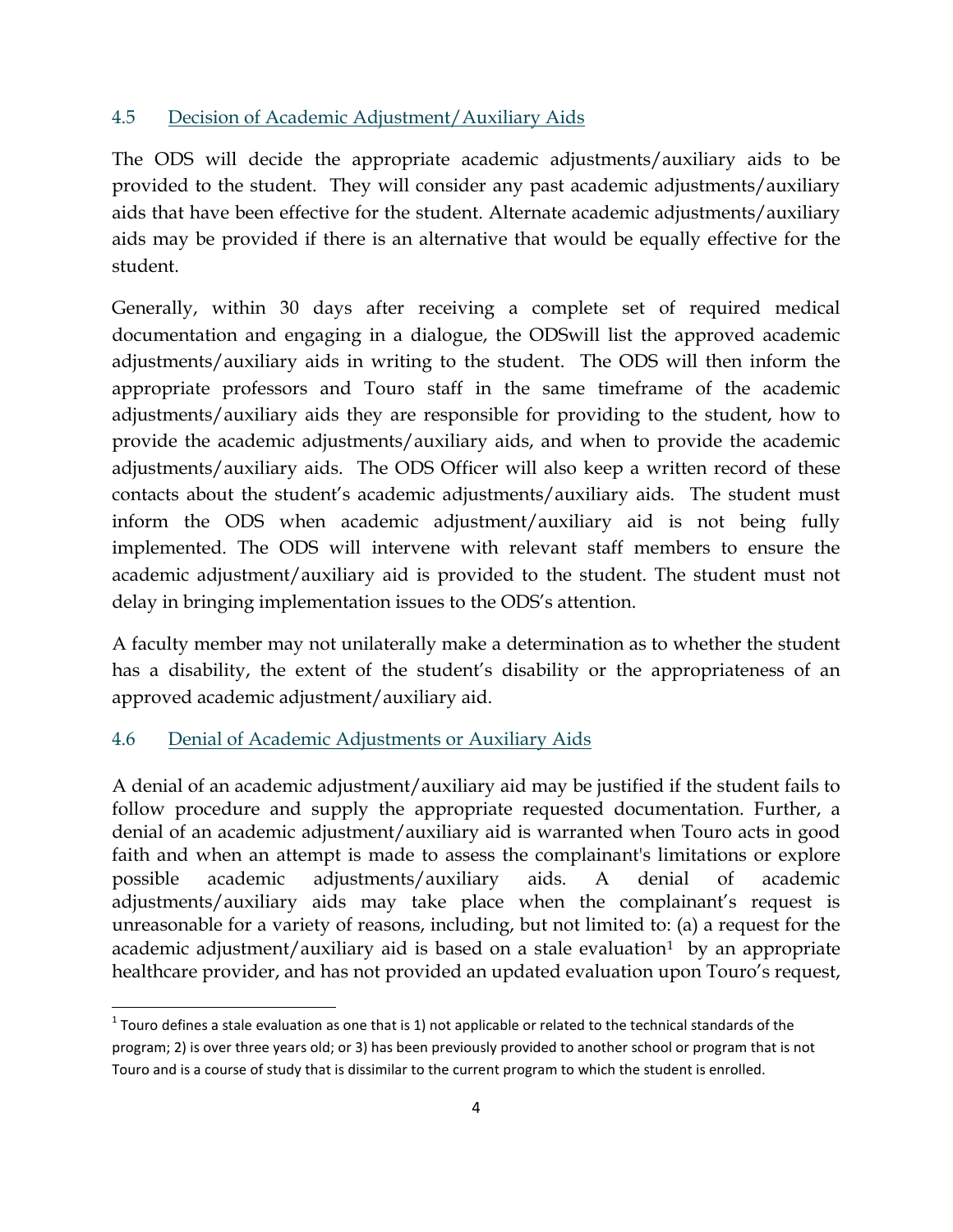### 4.5 Decision of Academic Adjustment/Auxiliary Aids

The ODS will decide the appropriate academic adjustments/auxiliary aids to be provided to the student. They will consider any past academic adjustments/auxiliary aids that have been effective for the student. Alternate academic adjustments/auxiliary aids may be provided if there is an alternative that would be equally effective for the student.

Generally, within 30 days after receiving a complete set of required medical documentation and engaging in a dialogue, the ODSwill list the approved academic adjustments/auxiliary aids in writing to the student. The ODS will then inform the appropriate professors and Touro staff in the same timeframe of the academic adjustments/auxiliary aids they are responsible for providing to the student, how to provide the academic adjustments/auxiliary aids, and when to provide the academic adjustments/auxiliary aids. The ODS Officer will also keep a written record of these contacts about the student's academic adjustments/auxiliary aids. The student must inform the ODS when academic adjustment/auxiliary aid is not being fully implemented. The ODS will intervene with relevant staff members to ensure the academic adjustment/auxiliary aid is provided to the student. The student must not delay in bringing implementation issues to the ODS's attention.

A faculty member may not unilaterally make a determination as to whether the student has a disability, the extent of the student's disability or the appropriateness of an approved academic adjustment/auxiliary aid.

### 4.6 Denial of Academic Adjustments or Auxiliary Aids

A denial of an academic adjustment/auxiliary aid may be justified if the student fails to follow procedure and supply the appropriate requested documentation. Further, a denial of an academic adjustment/auxiliary aid is warranted when Touro acts in good faith and when an attempt is made to assess the complainant's limitations or explore possible academic adjustments/auxiliary aids. A denial of academic adjustments/auxiliary aids may take place when the complainant's request is unreasonable for a variety of reasons, including, but not limited to: (a) a request for the academic adjustment/auxiliary aid is based on a stale evaluation[1] by an appropriate healthcare provider, and has not provided an updated evaluation upon Touro's request,

[1] Touro defines a stale evaluation as one that is 1) not applicable or related to the technical standards of the program; 2) is over three years old; or 3) has been previously provided to another school or program that is not Touro and is a course of study that is dissimilar to the current program to which the student is enrolled.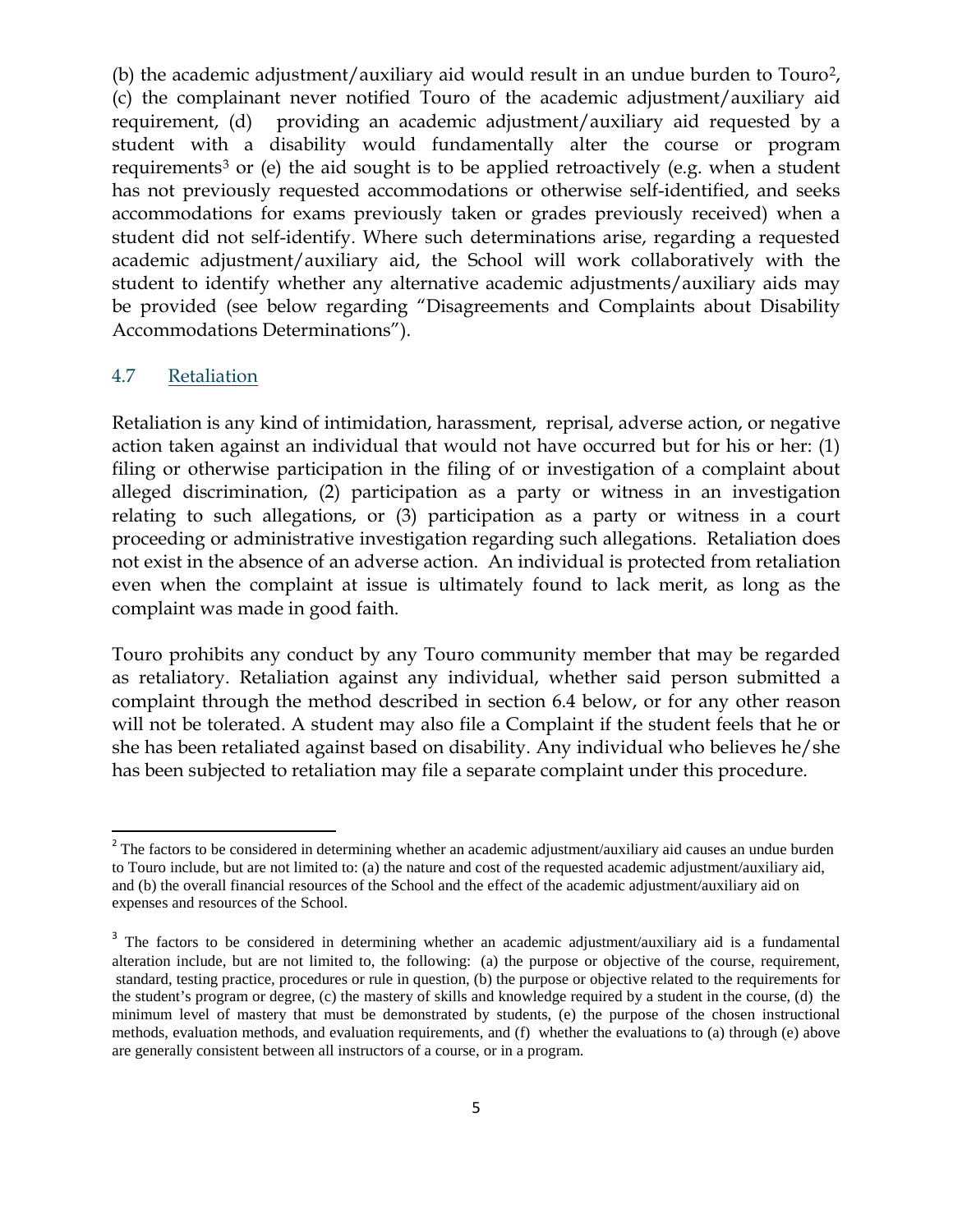(b) the academic adjustment/auxiliary aid would result in an undue burden to Touro[2], (c) the complainant never notified Touro of the academic adjustment/auxiliary aid requirement, (d) providing an academic adjustment/auxiliary aid requested by a student with a disability would fundamentally alter the course or program requirements[3] or (e) the aid sought is to be applied retroactively (e.g. when a student has not previously requested accommodations or otherwise self-identified, and seeks accommodations for exams previously taken or grades previously received) when a student did not self-identify. Where such determinations arise, regarding a requested academic adjustment/auxiliary aid, the School will work collaboratively with the student to identify whether any alternative academic adjustments/auxiliary aids may be provided (see below regarding "Disagreements and Complaints about Disability Accommodations Determinations").

### 4.7 Retaliation

Retaliation is any kind of intimidation, harassment, reprisal, adverse action, or negative action taken against an individual that would not have occurred but for his or her: (1) filing or otherwise participation in the filing of or investigation of a complaint about alleged discrimination, (2) participation as a party or witness in an investigation relating to such allegations, or (3) participation as a party or witness in a court proceeding or administrative investigation regarding such allegations. Retaliation does not exist in the absence of an adverse action. An individual is protected from retaliation even when the complaint at issue is ultimately found to lack merit, as long as the complaint was made in good faith.

Touro prohibits any conduct by any Touro community member that may be regarded as retaliatory. Retaliation against any individual, whether said person submitted a complaint through the method described in section 6.4 below, or for any other reason will not be tolerated. A student may also file a Complaint if the student feels that he or she has been retaliated against based on disability. Any individual who believes he/she has been subjected to retaliation may file a separate complaint under this procedure.

---

[2] The factors to be considered in determining whether an academic adjustment/auxiliary aid causes an undue burden to Touro include, but are not limited to: (a) the nature and cost of the requested academic adjustment/auxiliary aid, and (b) the overall financial resources of the School and the effect of the academic adjustment/auxiliary aid on expenses and resources of the School.

[3] The factors to be considered in determining whether an academic adjustment/auxiliary aid is a fundamental alteration include, but are not limited to, the following: (a) the purpose or objective of the course, requirement, standard, testing practice, procedures or rule in question, (b) the purpose or objective related to the requirements for the student's program or degree, (c) the mastery of skills and knowledge required by a student in the course, (d) the minimum level of mastery that must be demonstrated by students, (e) the purpose of the chosen instructional methods, evaluation methods, and evaluation requirements, and (f) whether the evaluations to (a) through (e) above are generally consistent between all instructors of a course, or in a program.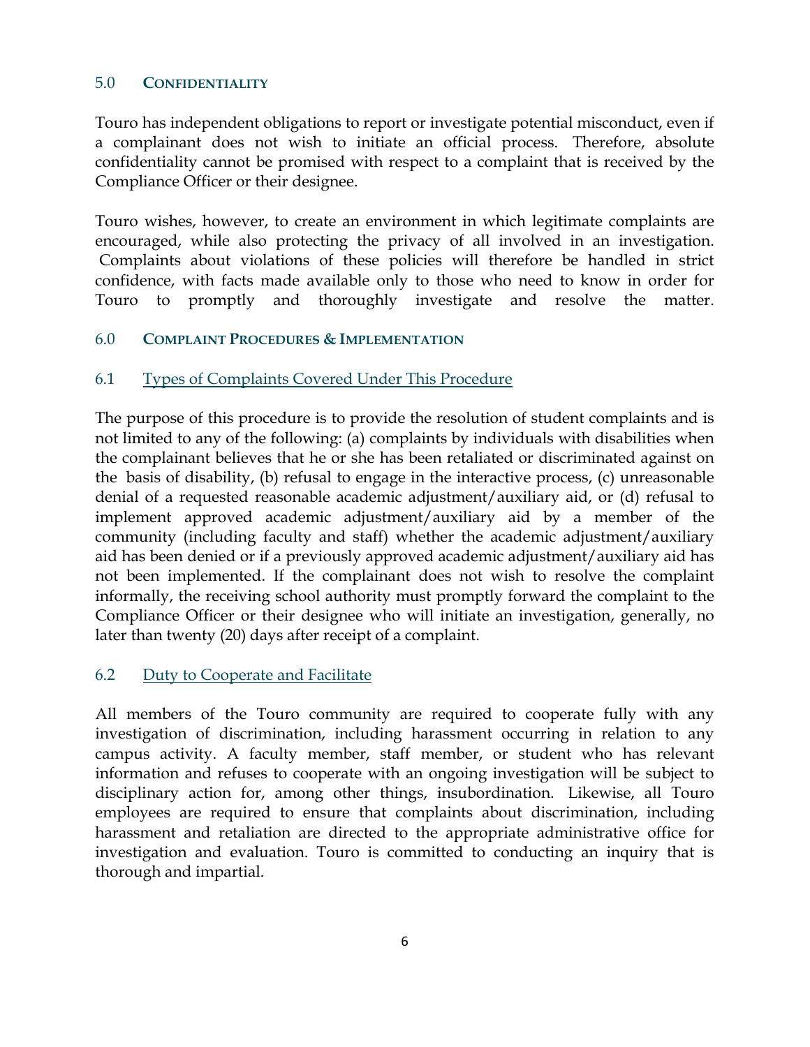## 5.0 CONFIDENTIALITY

Touro has independent obligations to report or investigate potential misconduct, even if a complainant does not wish to initiate an official process. Therefore, absolute confidentiality cannot be promised with respect to a complaint that is received by the Compliance Officer or their designee.

Touro wishes, however, to create an environment in which legitimate complaints are encouraged, while also protecting the privacy of all involved in an investigation. Complaints about violations of these policies will therefore be handled in strict confidence, with facts made available only to those who need to know in order for Touro to promptly and thoroughly investigate and resolve the matter.

## 6.0 COMPLAINT PROCEDURES & IMPLEMENTATION

### 6.1 Types of Complaints Covered Under This Procedure

The purpose of this procedure is to provide the resolution of student complaints and is not limited to any of the following: (a) complaints by individuals with disabilities when the complainant believes that he or she has been retaliated or discriminated against on the basis of disability, (b) refusal to engage in the interactive process, (c) unreasonable denial of a requested reasonable academic adjustment/auxiliary aid, or (d) refusal to implement approved academic adjustment/auxiliary aid by a member of the community (including faculty and staff) whether the academic adjustment/auxiliary aid has been denied or if a previously approved academic adjustment/auxiliary aid has not been implemented. If the complainant does not wish to resolve the complaint informally, the receiving school authority must promptly forward the complaint to the Compliance Officer or their designee who will initiate an investigation, generally, no later than twenty (20) days after receipt of a complaint.

### 6.2 Duty to Cooperate and Facilitate

All members of the Touro community are required to cooperate fully with any investigation of discrimination, including harassment occurring in relation to any campus activity. A faculty member, staff member, or student who has relevant information and refuses to cooperate with an ongoing investigation will be subject to disciplinary action for, among other things, insubordination. Likewise, all Touro employees are required to ensure that complaints about discrimination, including harassment and retaliation are directed to the appropriate administrative office for investigation and evaluation. Touro is committed to conducting an inquiry that is thorough and impartial.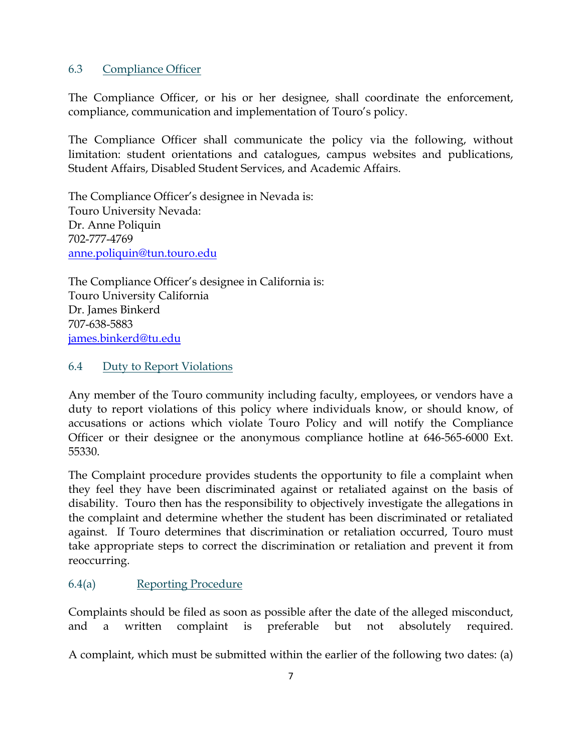### 6.3 Compliance Officer

The Compliance Officer, or his or her designee, shall coordinate the enforcement, compliance, communication and implementation of Touro's policy.

The Compliance Officer shall communicate the policy via the following, without limitation: student orientations and catalogues, campus websites and publications, Student Affairs, Disabled Student Services, and Academic Affairs.

The Compliance Officer's designee in Nevada is:
Touro University Nevada:
Dr. Anne Poliquin
702-777-4769
anne.poliquin@tun.touro.edu

The Compliance Officer's designee in California is:
Touro University California
Dr. James Binkerd
707-638-5883
james.binkerd@tu.edu

### 6.4 Duty to Report Violations

Any member of the Touro community including faculty, employees, or vendors have a duty to report violations of this policy where individuals know, or should know, of accusations or actions which violate Touro Policy and will notify the Compliance Officer or their designee or the anonymous compliance hotline at 646-565-6000 Ext. 55330.

The Complaint procedure provides students the opportunity to file a complaint when they feel they have been discriminated against or retaliated against on the basis of disability. Touro then has the responsibility to objectively investigate the allegations in the complaint and determine whether the student has been discriminated or retaliated against. If Touro determines that discrimination or retaliation occurred, Touro must take appropriate steps to correct the discrimination or retaliation and prevent it from reoccurring.

#### 6.4(a) Reporting Procedure

Complaints should be filed as soon as possible after the date of the alleged misconduct, and a written complaint is preferable but not absolutely required.

A complaint, which must be submitted within the earlier of the following two dates: (a)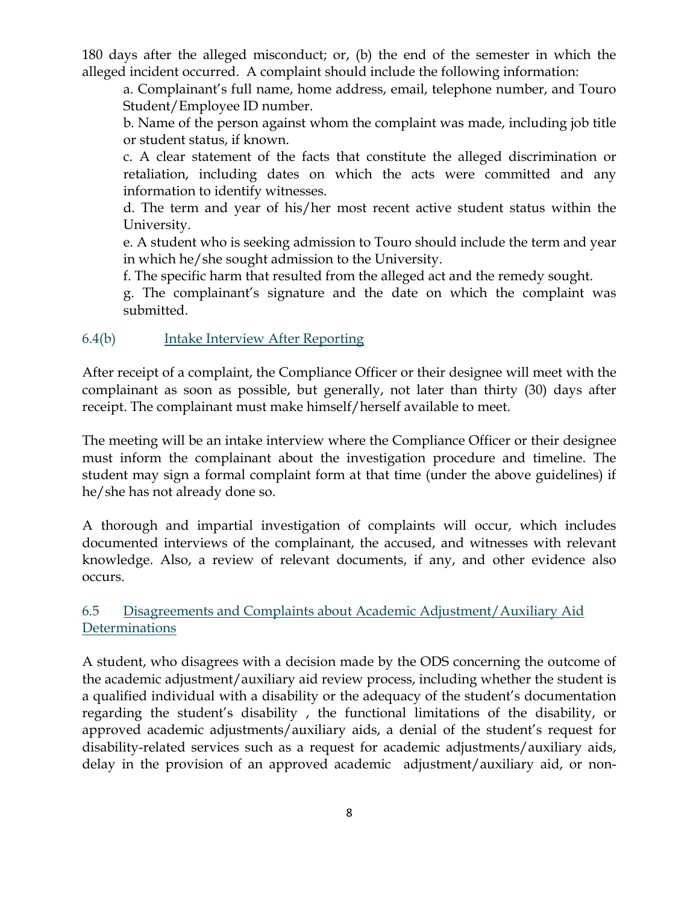180 days after the alleged misconduct; or, (b) the end of the semester in which the alleged incident occurred. A complaint should include the following information:

a. Complainant's full name, home address, email, telephone number, and Touro Student/Employee ID number.

b. Name of the person against whom the complaint was made, including job title or student status, if known.

c. A clear statement of the facts that constitute the alleged discrimination or retaliation, including dates on which the acts were committed and any information to identify witnesses.

d. The term and year of his/her most recent active student status within the University.

e. A student who is seeking admission to Touro should include the term and year in which he/she sought admission to the University.

f. The specific harm that resulted from the alleged act and the remedy sought.

g. The complainant's signature and the date on which the complaint was submitted.

### 6.4(b) Intake Interview After Reporting

After receipt of a complaint, the Compliance Officer or their designee will meet with the complainant as soon as possible, but generally, not later than thirty (30) days after receipt. The complainant must make himself/herself available to meet.

The meeting will be an intake interview where the Compliance Officer or their designee must inform the complainant about the investigation procedure and timeline. The student may sign a formal complaint form at that time (under the above guidelines) if he/she has not already done so.

A thorough and impartial investigation of complaints will occur, which includes documented interviews of the complainant, the accused, and witnesses with relevant knowledge. Also, a review of relevant documents, if any, and other evidence also occurs.

## 6.5 Disagreements and Complaints about Academic Adjustment/Auxiliary Aid Determinations

A student, who disagrees with a decision made by the ODS concerning the outcome of the academic adjustment/auxiliary aid review process, including whether the student is a qualified individual with a disability or the adequacy of the student's documentation regarding the student's disability , the functional limitations of the disability, or approved academic adjustments/auxiliary aids, a denial of the student's request for disability-related services such as a request for academic adjustments/auxiliary aids, delay in the provision of an approved academic adjustment/auxiliary aid, or non-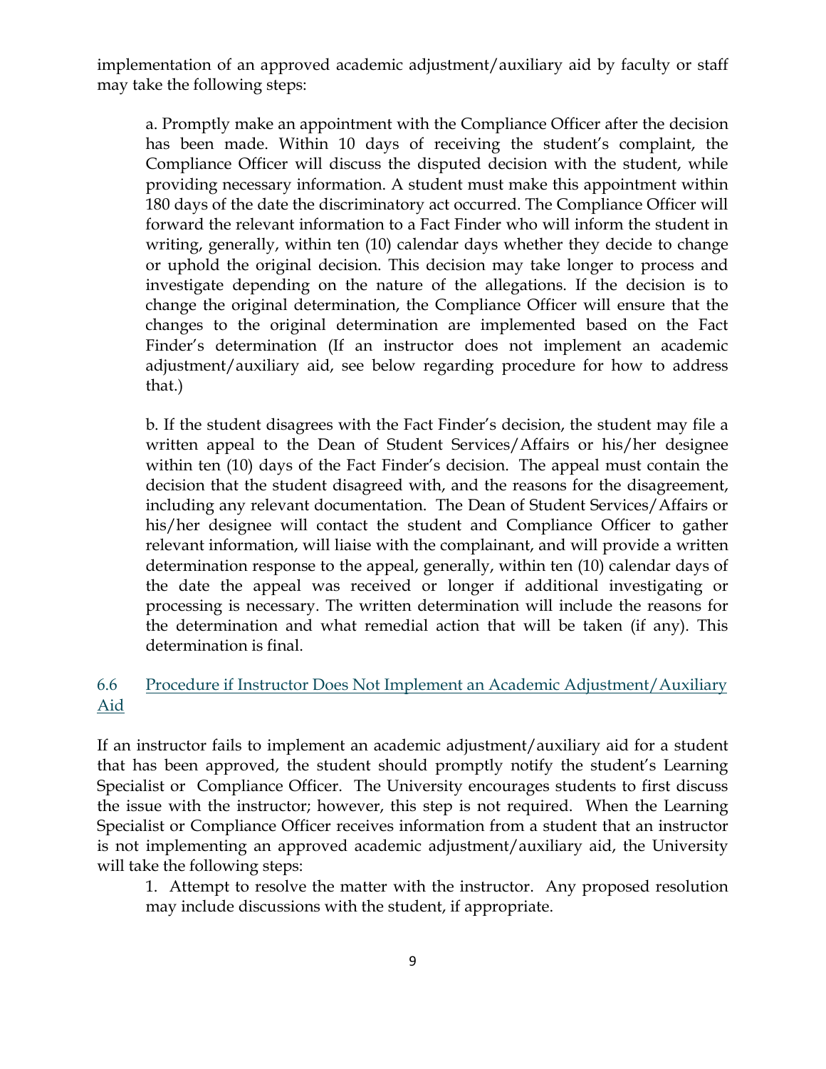implementation of an approved academic adjustment/auxiliary aid by faculty or staff may take the following steps:

a. Promptly make an appointment with the Compliance Officer after the decision has been made. Within 10 days of receiving the student's complaint, the Compliance Officer will discuss the disputed decision with the student, while providing necessary information. A student must make this appointment within 180 days of the date the discriminatory act occurred. The Compliance Officer will forward the relevant information to a Fact Finder who will inform the student in writing, generally, within ten (10) calendar days whether they decide to change or uphold the original decision. This decision may take longer to process and investigate depending on the nature of the allegations. If the decision is to change the original determination, the Compliance Officer will ensure that the changes to the original determination are implemented based on the Fact Finder's determination (If an instructor does not implement an academic adjustment/auxiliary aid, see below regarding procedure for how to address that.)

b. If the student disagrees with the Fact Finder's decision, the student may file a written appeal to the Dean of Student Services/Affairs or his/her designee within ten (10) days of the Fact Finder's decision. The appeal must contain the decision that the student disagreed with, and the reasons for the disagreement, including any relevant documentation. The Dean of Student Services/Affairs or his/her designee will contact the student and Compliance Officer to gather relevant information, will liaise with the complainant, and will provide a written determination response to the appeal, generally, within ten (10) calendar days of the date the appeal was received or longer if additional investigating or processing is necessary. The written determination will include the reasons for the determination and what remedial action that will be taken (if any). This determination is final.

### 6.6 Procedure if Instructor Does Not Implement an Academic Adjustment/Auxiliary Aid

If an instructor fails to implement an academic adjustment/auxiliary aid for a student that has been approved, the student should promptly notify the student's Learning Specialist or Compliance Officer. The University encourages students to first discuss the issue with the instructor; however, this step is not required. When the Learning Specialist or Compliance Officer receives information from a student that an instructor is not implementing an approved academic adjustment/auxiliary aid, the University will take the following steps:

1. Attempt to resolve the matter with the instructor. Any proposed resolution may include discussions with the student, if appropriate.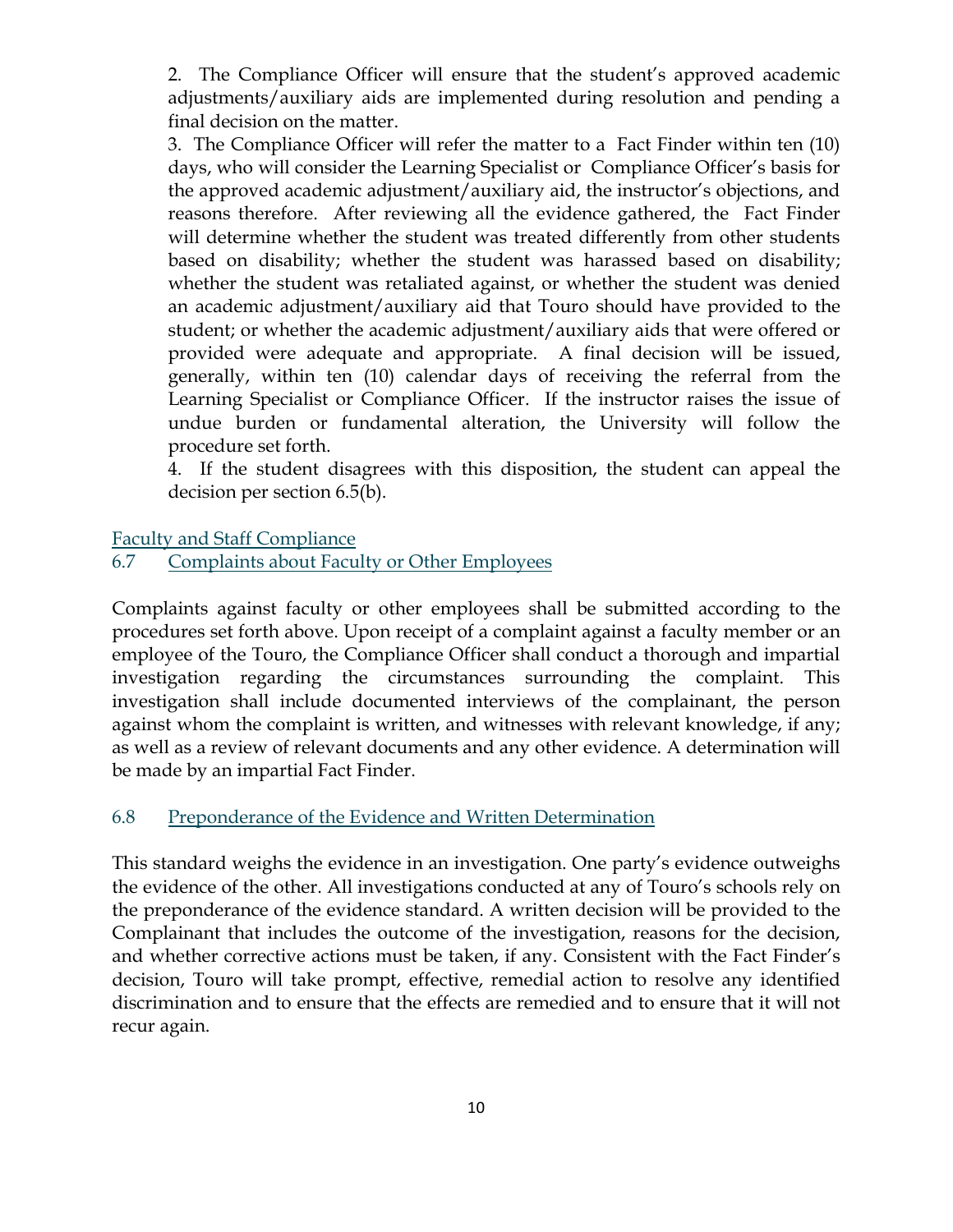2. The Compliance Officer will ensure that the student's approved academic adjustments/auxiliary aids are implemented during resolution and pending a final decision on the matter.

3. The Compliance Officer will refer the matter to a Fact Finder within ten (10) days, who will consider the Learning Specialist or Compliance Officer's basis for the approved academic adjustment/auxiliary aid, the instructor's objections, and reasons therefore. After reviewing all the evidence gathered, the Fact Finder will determine whether the student was treated differently from other students based on disability; whether the student was harassed based on disability; whether the student was retaliated against, or whether the student was denied an academic adjustment/auxiliary aid that Touro should have provided to the student; or whether the academic adjustment/auxiliary aids that were offered or provided were adequate and appropriate. A final decision will be issued, generally, within ten (10) calendar days of receiving the referral from the Learning Specialist or Compliance Officer. If the instructor raises the issue of undue burden or fundamental alteration, the University will follow the procedure set forth.

4. If the student disagrees with this disposition, the student can appeal the decision per section 6.5(b).

## Faculty and Staff Compliance

### 6.7 Complaints about Faculty or Other Employees

Complaints against faculty or other employees shall be submitted according to the procedures set forth above. Upon receipt of a complaint against a faculty member or an employee of the Touro, the Compliance Officer shall conduct a thorough and impartial investigation regarding the circumstances surrounding the complaint. This investigation shall include documented interviews of the complainant, the person against whom the complaint is written, and witnesses with relevant knowledge, if any; as well as a review of relevant documents and any other evidence. A determination will be made by an impartial Fact Finder.

### 6.8 Preponderance of the Evidence and Written Determination

This standard weighs the evidence in an investigation. One party's evidence outweighs the evidence of the other. All investigations conducted at any of Touro's schools rely on the preponderance of the evidence standard. A written decision will be provided to the Complainant that includes the outcome of the investigation, reasons for the decision, and whether corrective actions must be taken, if any. Consistent with the Fact Finder's decision, Touro will take prompt, effective, remedial action to resolve any identified discrimination and to ensure that the effects are remedied and to ensure that it will not recur again.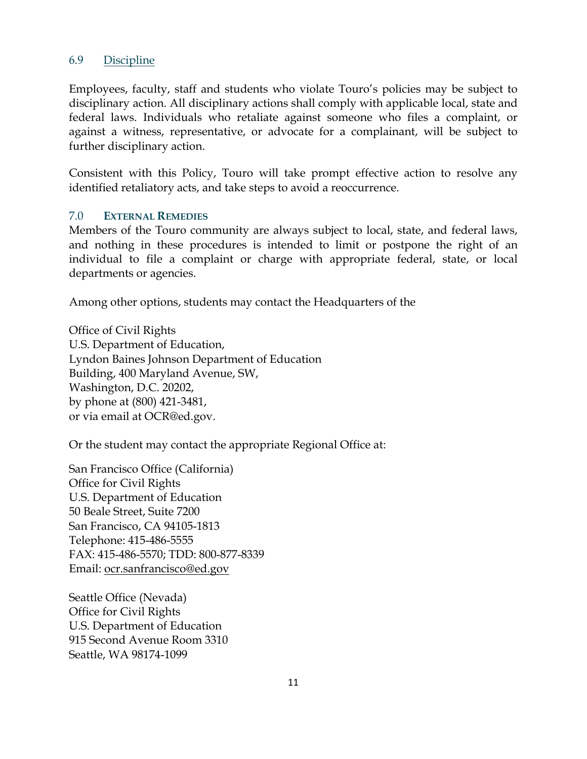### 6.9 Discipline

Employees, faculty, staff and students who violate Touro's policies may be subject to disciplinary action. All disciplinary actions shall comply with applicable local, state and federal laws. Individuals who retaliate against someone who files a complaint, or against a witness, representative, or advocate for a complainant, will be subject to further disciplinary action.

Consistent with this Policy, Touro will take prompt effective action to resolve any identified retaliatory acts, and take steps to avoid a reoccurrence.

## 7.0 External Remedies

Members of the Touro community are always subject to local, state, and federal laws, and nothing in these procedures is intended to limit or postpone the right of an individual to file a complaint or charge with appropriate federal, state, or local departments or agencies.

Among other options, students may contact the Headquarters of the

Office of Civil Rights  
U.S. Department of Education,  
Lyndon Baines Johnson Department of Education  
Building, 400 Maryland Avenue, SW,  
Washington, D.C. 20202,  
by phone at (800) 421-3481,  
or via email at OCR@ed.gov.

Or the student may contact the appropriate Regional Office at:

San Francisco Office (California)  
Office for Civil Rights  
U.S. Department of Education  
50 Beale Street, Suite 7200  
San Francisco, CA 94105-1813  
Telephone: 415-486-5555  
FAX: 415-486-5570; TDD: 800-877-8339  
Email: ocr.sanfrancisco@ed.gov

Seattle Office (Nevada)  
Office for Civil Rights  
U.S. Department of Education  
915 Second Avenue Room 3310  
Seattle, WA 98174-1099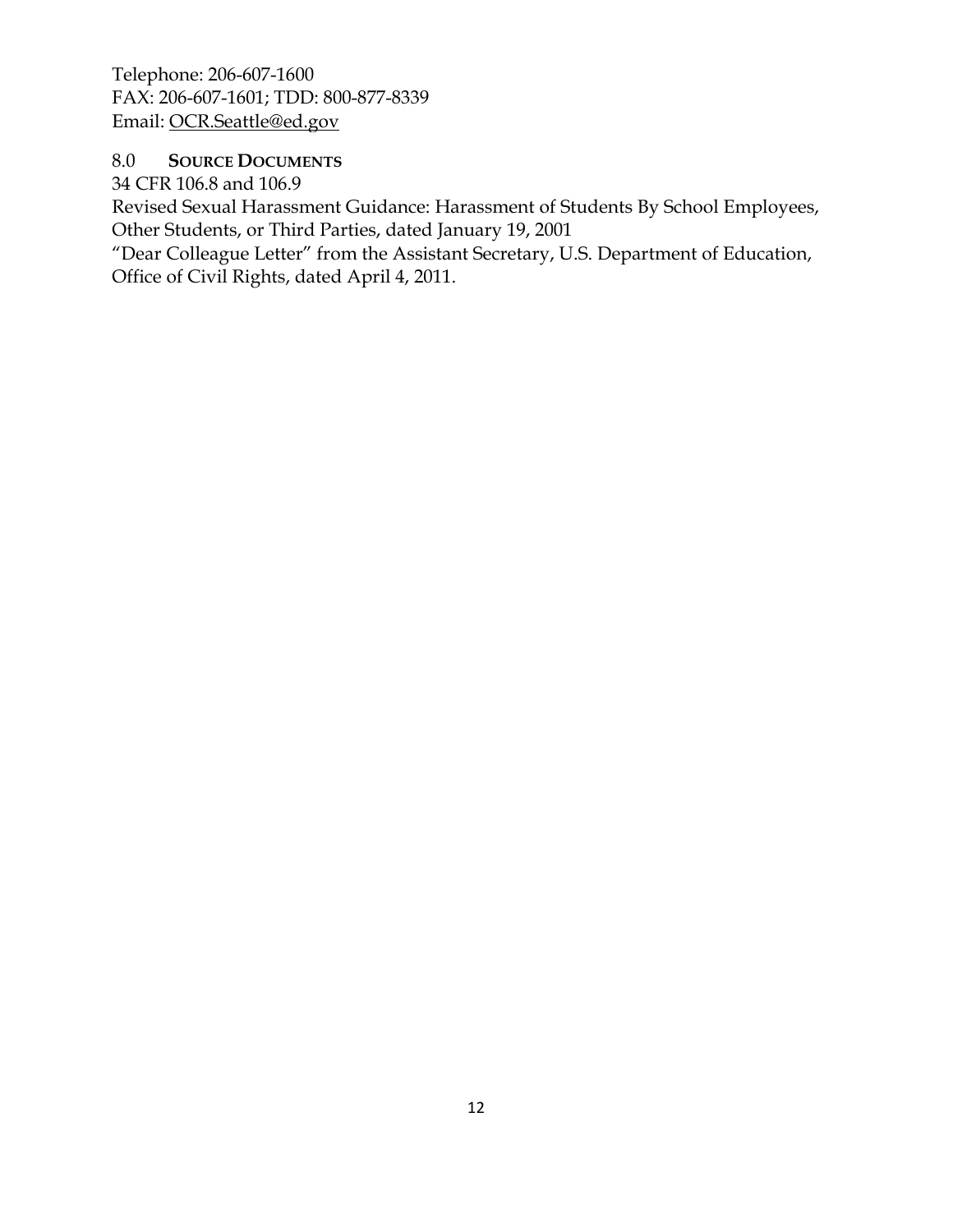Telephone: 206-607-1600
FAX: 206-607-1601; TDD: 800-877-8339
Email: OCR.Seattle@ed.gov

## 8.0 **SOURCE DOCUMENTS**

34 CFR 106.8 and 106.9

Revised Sexual Harassment Guidance: Harassment of Students By School Employees, Other Students, or Third Parties, dated January 19, 2001

"Dear Colleague Letter" from the Assistant Secretary, U.S. Department of Education, Office of Civil Rights, dated April 4, 2011.